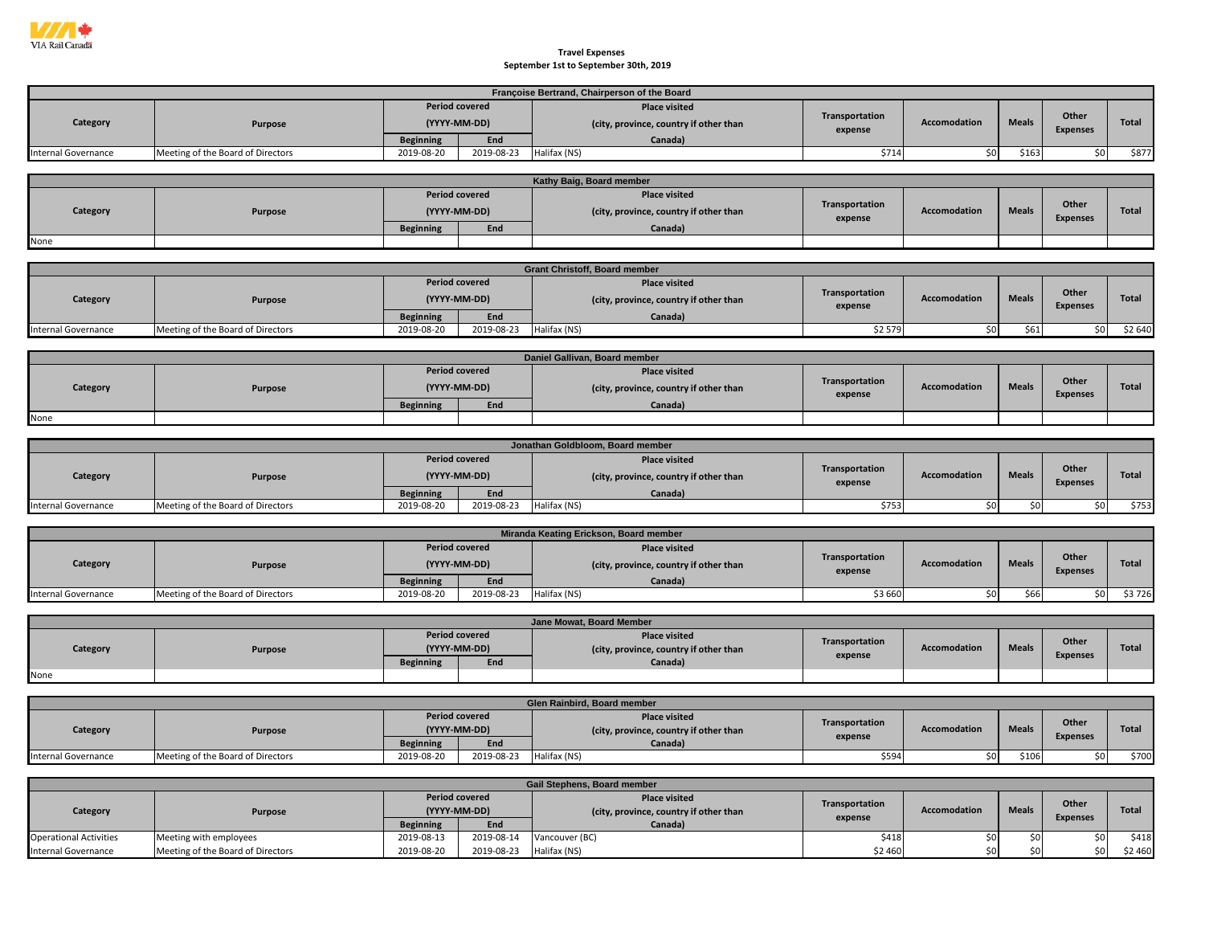# Travel Expenses
## September 1st to September 30th, 2019

| Françoise Bertrand, Chairperson of the Board | | | | | | | | | |
|---|---|---|---|---|---|---|---|---|---|
| Category | Purpose | Period covered (YYYY-MM-DD) Beginning | End | Place visited (city, province, country if other than Canada) | Transportation expense | Accomodation | Meals | Other Expenses | Total |
| Internal Governance | Meeting of the Board of Directors | 2019-08-20 | 2019-08-23 | Halifax (NS) | $714 | $0 | $163 | $0 | $877 |

| Kathy Baig, Board member | | | | | | | | | |
|---|---|---|---|---|---|---|---|---|---|
| Category | Purpose | Period covered (YYYY-MM-DD) Beginning | End | Place visited (city, province, country if other than Canada) | Transportation expense | Accomodation | Meals | Other Expenses | Total |
| None | | | | | | | | | |

| Grant Christoff, Board member | | | | | | | | | |
|---|---|---|---|---|---|---|---|---|---|
| Category | Purpose | Period covered (YYYY-MM-DD) Beginning | End | Place visited (city, province, country if other than Canada) | Transportation expense | Accomodation | Meals | Other Expenses | Total |
| Internal Governance | Meeting of the Board of Directors | 2019-08-20 | 2019-08-23 | Halifax (NS) | $2 579 | $0 | $61 | $0 | $2 640 |

| Daniel Gallivan, Board member | | | | | | | | | |
|---|---|---|---|---|---|---|---|---|---|
| Category | Purpose | Period covered (YYYY-MM-DD) Beginning | End | Place visited (city, province, country if other than Canada) | Transportation expense | Accomodation | Meals | Other Expenses | Total |
| None | | | | | | | | | |

| Jonathan Goldbloom, Board member | | | | | | | | | |
|---|---|---|---|---|---|---|---|---|---|
| Category | Purpose | Period covered (YYYY-MM-DD) Beginning | End | Place visited (city, province, country if other than Canada) | Transportation expense | Accomodation | Meals | Other Expenses | Total |
| Internal Governance | Meeting of the Board of Directors | 2019-08-20 | 2019-08-23 | Halifax (NS) | $753 | $0 | $0 | $0 | $753 |

| Miranda Keating Erickson, Board member | | | | | | | | | |
|---|---|---|---|---|---|---|---|---|---|
| Category | Purpose | Period covered (YYYY-MM-DD) Beginning | End | Place visited (city, province, country if other than Canada) | Transportation expense | Accomodation | Meals | Other Expenses | Total |
| Internal Governance | Meeting of the Board of Directors | 2019-08-20 | 2019-08-23 | Halifax (NS) | $3 660 | $0 | $66 | $0 | $3 726 |

| Jane Mowat, Board Member | | | | | | | | | |
|---|---|---|---|---|---|---|---|---|---|
| Category | Purpose | Period covered (YYYY-MM-DD) Beginning | End | Place visited (city, province, country if other than Canada) | Transportation expense | Accomodation | Meals | Other Expenses | Total |
| None | | | | | | | | | |

| Glen Rainbird, Board member | | | | | | | | | |
|---|---|---|---|---|---|---|---|---|---|
| Category | Purpose | Period covered (YYYY-MM-DD) Beginning | End | Place visited (city, province, country if other than Canada) | Transportation expense | Accomodation | Meals | Other Expenses | Total |
| Internal Governance | Meeting of the Board of Directors | 2019-08-20 | 2019-08-23 | Halifax (NS) | $594 | $0 | $106 | $0 | $700 |

| Gail Stephens, Board member | | | | | | | | | |
|---|---|---|---|---|---|---|---|---|---|
| Category | Purpose | Period covered (YYYY-MM-DD) Beginning | End | Place visited (city, province, country if other than Canada) | Transportation expense | Accomodation | Meals | Other Expenses | Total |
| Operational Activities | Meeting with employees | 2019-08-13 | 2019-08-14 | Vancouver (BC) | $418 | $0 | $0 | $0 | $418 |
| Internal Governance | Meeting of the Board of Directors | 2019-08-20 | 2019-08-23 | Halifax (NS) | $2 460 | $0 | $0 | $0 | $2 460 |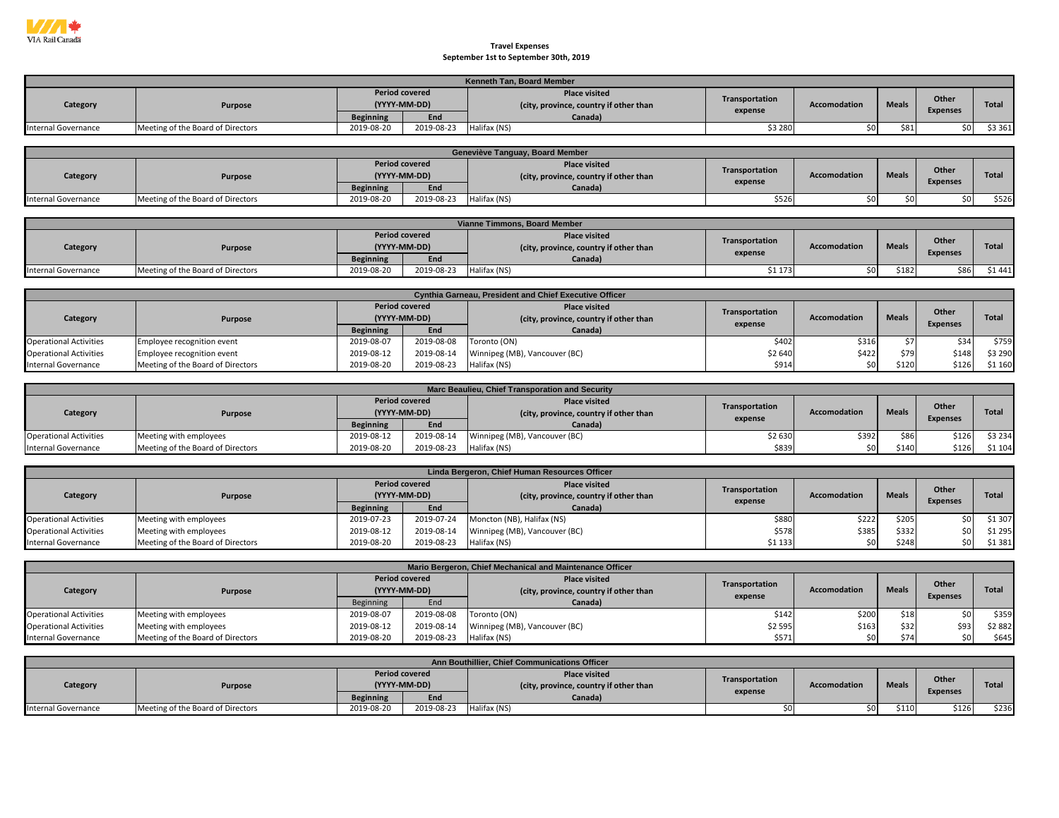**Travel Expenses**
**September 1st to September 30th, 2019**

**Kenneth Tan, Board Member**

| Category | Purpose | Period covered (YYYY-MM-DD) Beginning | End | Place visited (city, province, country if other than Canada) | Transportation expense | Accomodation | Meals | Other Expenses | Total |
|---|---|---|---|---|---|---|---|---|---|
| Internal Governance | Meeting of the Board of Directors | 2019-08-20 | 2019-08-23 | Halifax (NS) | $3 280 | $0 | $81 | $0 | $3 361 |

**Geneviève Tanguay, Board Member**

| Category | Purpose | Period covered (YYYY-MM-DD) Beginning | End | Place visited (city, province, country if other than Canada) | Transportation expense | Accomodation | Meals | Other Expenses | Total |
|---|---|---|---|---|---|---|---|---|---|
| Internal Governance | Meeting of the Board of Directors | 2019-08-20 | 2019-08-23 | Halifax (NS) | $526 | $0 | $0 | $0 | $526 |

**Vianne Timmons, Board Member**

| Category | Purpose | Period covered (YYYY-MM-DD) Beginning | End | Place visited (city, province, country if other than Canada) | Transportation expense | Accomodation | Meals | Other Expenses | Total |
|---|---|---|---|---|---|---|---|---|---|
| Internal Governance | Meeting of the Board of Directors | 2019-08-20 | 2019-08-23 | Halifax (NS) | $1 173 | $0 | $182 | $86 | $1 441 |

**Cynthia Garneau, President and Chief Executive Officer**

| Category | Purpose | Period covered (YYYY-MM-DD) Beginning | End | Place visited (city, province, country if other than Canada) | Transportation expense | Accomodation | Meals | Other Expenses | Total |
|---|---|---|---|---|---|---|---|---|---|
| Operational Activities | Employee recognition event | 2019-08-07 | 2019-08-08 | Toronto (ON) | $402 | $316 | $7 | $34 | $759 |
| Operational Activities | Employee recognition event | 2019-08-12 | 2019-08-14 | Winnipeg (MB), Vancouver (BC) | $2 640 | $422 | $79 | $148 | $3 290 |
| Internal Governance | Meeting of the Board of Directors | 2019-08-20 | 2019-08-23 | Halifax (NS) | $914 | $0 | $120 | $126 | $1 160 |

**Marc Beaulieu, Chief Transporation and Security**

| Category | Purpose | Period covered (YYYY-MM-DD) Beginning | End | Place visited (city, province, country if other than Canada) | Transportation expense | Accomodation | Meals | Other Expenses | Total |
|---|---|---|---|---|---|---|---|---|---|
| Operational Activities | Meeting with employees | 2019-08-12 | 2019-08-14 | Winnipeg (MB), Vancouver (BC) | $2 630 | $392 | $86 | $126 | $3 234 |
| Internal Governance | Meeting of the Board of Directors | 2019-08-20 | 2019-08-23 | Halifax (NS) | $839 | $0 | $140 | $126 | $1 104 |

**Linda Bergeron, Chief Human Resources Officer**

| Category | Purpose | Period covered (YYYY-MM-DD) Beginning | End | Place visited (city, province, country if other than Canada) | Transportation expense | Accomodation | Meals | Other Expenses | Total |
|---|---|---|---|---|---|---|---|---|---|
| Operational Activities | Meeting with employees | 2019-07-23 | 2019-07-24 | Moncton (NB), Halifax (NS) | $880 | $222 | $205 | $0 | $1 307 |
| Operational Activities | Meeting with employees | 2019-08-12 | 2019-08-14 | Winnipeg (MB), Vancouver (BC) | $578 | $385 | $332 | $0 | $1 295 |
| Internal Governance | Meeting of the Board of Directors | 2019-08-20 | 2019-08-23 | Halifax (NS) | $1 133 | $0 | $248 | $0 | $1 381 |

**Mario Bergeron, Chief Mechanical and Maintenance Officer**

| Category | Purpose | Period covered (YYYY-MM-DD) Beginning | End | Place visited (city, province, country if other than Canada) | Transportation expense | Accomodation | Meals | Other Expenses | Total |
|---|---|---|---|---|---|---|---|---|---|
| Operational Activities | Meeting with employees | 2019-08-07 | 2019-08-08 | Toronto (ON) | $142 | $200 | $18 | $0 | $359 |
| Operational Activities | Meeting with employees | 2019-08-12 | 2019-08-14 | Winnipeg (MB), Vancouver (BC) | $2 595 | $163 | $32 | $93 | $2 882 |
| Internal Governance | Meeting of the Board of Directors | 2019-08-20 | 2019-08-23 | Halifax (NS) | $571 | $0 | $74 | $0 | $645 |

**Ann Bouthillier, Chief Communications Officer**

| Category | Purpose | Period covered (YYYY-MM-DD) Beginning | End | Place visited (city, province, country if other than Canada) | Transportation expense | Accomodation | Meals | Other Expenses | Total |
|---|---|---|---|---|---|---|---|---|---|
| Internal Governance | Meeting of the Board of Directors | 2019-08-20 | 2019-08-23 | Halifax (NS) | $0 | $0 | $110 | $126 | $236 |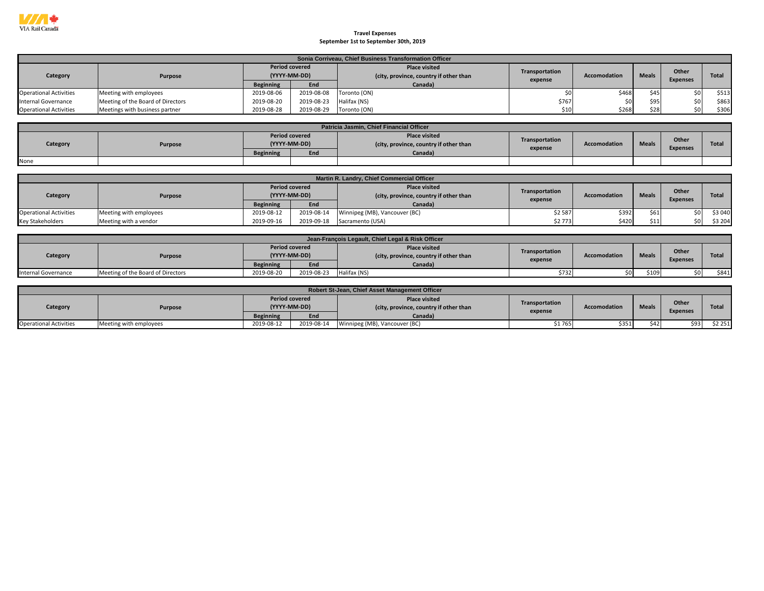**Travel Expenses**
**September 1st to September 30th, 2019**

**Sonia Corriveau, Chief Business Transformation Officer**

| Category | Purpose | Period covered (YYYY-MM-DD) | | Place visited (city, province, country if other than Canada) | Transportation expense | Accomodation | Meals | Other Expenses | Total |
|---|---|---|---|---|---|---|---|---|---|
| | | Beginning | End | | | | | | |
| Operational Activities | Meeting with employees | 2019-08-06 | 2019-08-08 | Toronto (ON) | $0 | $468 | $45 | $0 | $513 |
| Internal Governance | Meeting of the Board of Directors | 2019-08-20 | 2019-08-23 | Halifax (NS) | $767 | $0 | $95 | $0 | $863 |
| Operational Activities | Meetings with business partner | 2019-08-28 | 2019-08-29 | Toronto (ON) | $10 | $268 | $28 | $0 | $306 |

**Patricia Jasmin, Chief Financial Officer**

| Category | Purpose | Period covered (YYYY-MM-DD) | | Place visited (city, province, country if other than Canada) | Transportation expense | Accomodation | Meals | Other Expenses | Total |
|---|---|---|---|---|---|---|---|---|---|
| | | Beginning | End | | | | | | |
| None | | | | | | | | | |

**Martin R. Landry, Chief Commercial Officer**

| Category | Purpose | Period covered (YYYY-MM-DD) | | Place visited (city, province, country if other than Canada) | Transportation expense | Accomodation | Meals | Other Expenses | Total |
|---|---|---|---|---|---|---|---|---|---|
| | | Beginning | End | | | | | | |
| Operational Activities | Meeting with employees | 2019-08-12 | 2019-08-14 | Winnipeg (MB), Vancouver (BC) | $2 587 | $392 | $61 | $0 | $3 040 |
| Key Stakeholders | Meeting with a vendor | 2019-09-16 | 2019-09-18 | Sacramento (USA) | $2 773 | $420 | $11 | $0 | $3 204 |

**Jean-François Legault, Chief Legal & Risk Officer**

| Category | Purpose | Period covered (YYYY-MM-DD) | | Place visited (city, province, country if other than Canada) | Transportation expense | Accomodation | Meals | Other Expenses | Total |
|---|---|---|---|---|---|---|---|---|---|
| | | Beginning | End | | | | | | |
| Internal Governance | Meeting of the Board of Directors | 2019-08-20 | 2019-08-23 | Halifax (NS) | $732 | $0 | $109 | $0 | $841 |

**Robert St-Jean, Chief Asset Management Officer**

| Category | Purpose | Period covered (YYYY-MM-DD) | | Place visited (city, province, country if other than Canada) | Transportation expense | Accomodation | Meals | Other Expenses | Total |
|---|---|---|---|---|---|---|---|---|---|
| | | Beginning | End | | | | | | |
| Operational Activities | Meeting with employees | 2019-08-12 | 2019-08-14 | Winnipeg (MB), Vancouver (BC) | $1 765 | $351 | $42 | $93 | $2 251 |